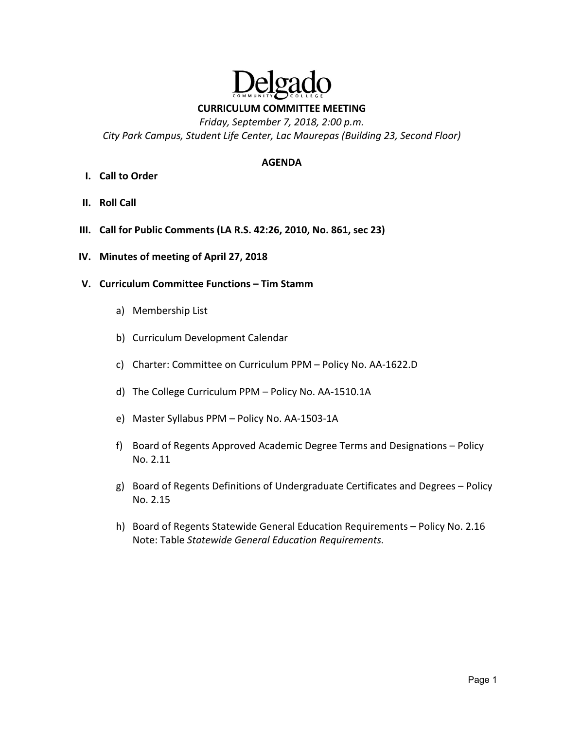# Delgado Community College

## CURRICULUM COMMITTEE MEETING

*Friday, September 7, 2018, 2:00 p.m.*
*City Park Campus, Student Life Center, Lac Maurepas (Building 23, Second Floor)*

### AGENDA

I. **Call to Order**

II. **Roll Call**

III. **Call for Public Comments (LA R.S. 42:26, 2010, No. 861, sec 23)**

IV. **Minutes of meeting of April 27, 2018**

V. **Curriculum Committee Functions – Tim Stamm**

   a) Membership List

   b) Curriculum Development Calendar

   c) Charter: Committee on Curriculum PPM – Policy No. AA-1622.D

   d) The College Curriculum PPM – Policy No. AA-1510.1A

   e) Master Syllabus PPM – Policy No. AA-1503-1A

   f) Board of Regents Approved Academic Degree Terms and Designations – Policy No. 2.11

   g) Board of Regents Definitions of Undergraduate Certificates and Degrees – Policy No. 2.15

   h) Board of Regents Statewide General Education Requirements – Policy No. 2.16
   Note: Table *Statewide General Education Requirements.*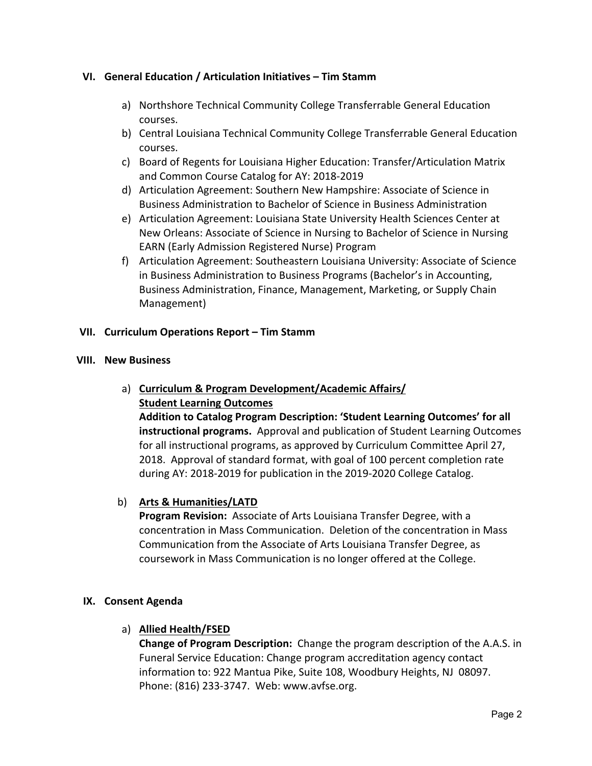## VI. General Education / Articulation Initiatives – Tim Stamm

a) Northshore Technical Community College Transferrable General Education courses.
b) Central Louisiana Technical Community College Transferrable General Education courses.
c) Board of Regents for Louisiana Higher Education: Transfer/Articulation Matrix and Common Course Catalog for AY: 2018-2019
d) Articulation Agreement: Southern New Hampshire: Associate of Science in Business Administration to Bachelor of Science in Business Administration
e) Articulation Agreement: Louisiana State University Health Sciences Center at New Orleans: Associate of Science in Nursing to Bachelor of Science in Nursing EARN (Early Admission Registered Nurse) Program
f) Articulation Agreement: Southeastern Louisiana University: Associate of Science in Business Administration to Business Programs (Bachelor's in Accounting, Business Administration, Finance, Management, Marketing, or Supply Chain Management)

## VII. Curriculum Operations Report – Tim Stamm

## VIII. New Business

a) **Curriculum & Program Development/Academic Affairs/ Student Learning Outcomes**
**Addition to Catalog Program Description: 'Student Learning Outcomes' for all instructional programs.** Approval and publication of Student Learning Outcomes for all instructional programs, as approved by Curriculum Committee April 27, 2018. Approval of standard format, with goal of 100 percent completion rate during AY: 2018-2019 for publication in the 2019-2020 College Catalog.

b) **Arts & Humanities/LATD**
**Program Revision:** Associate of Arts Louisiana Transfer Degree, with a concentration in Mass Communication. Deletion of the concentration in Mass Communication from the Associate of Arts Louisiana Transfer Degree, as coursework in Mass Communication is no longer offered at the College.

## IX. Consent Agenda

a) **Allied Health/FSED**
**Change of Program Description:** Change the program description of the A.A.S. in Funeral Service Education: Change program accreditation agency contact information to: 922 Mantua Pike, Suite 108, Woodbury Heights, NJ 08097. Phone: (816) 233-3747. Web: www.avfse.org.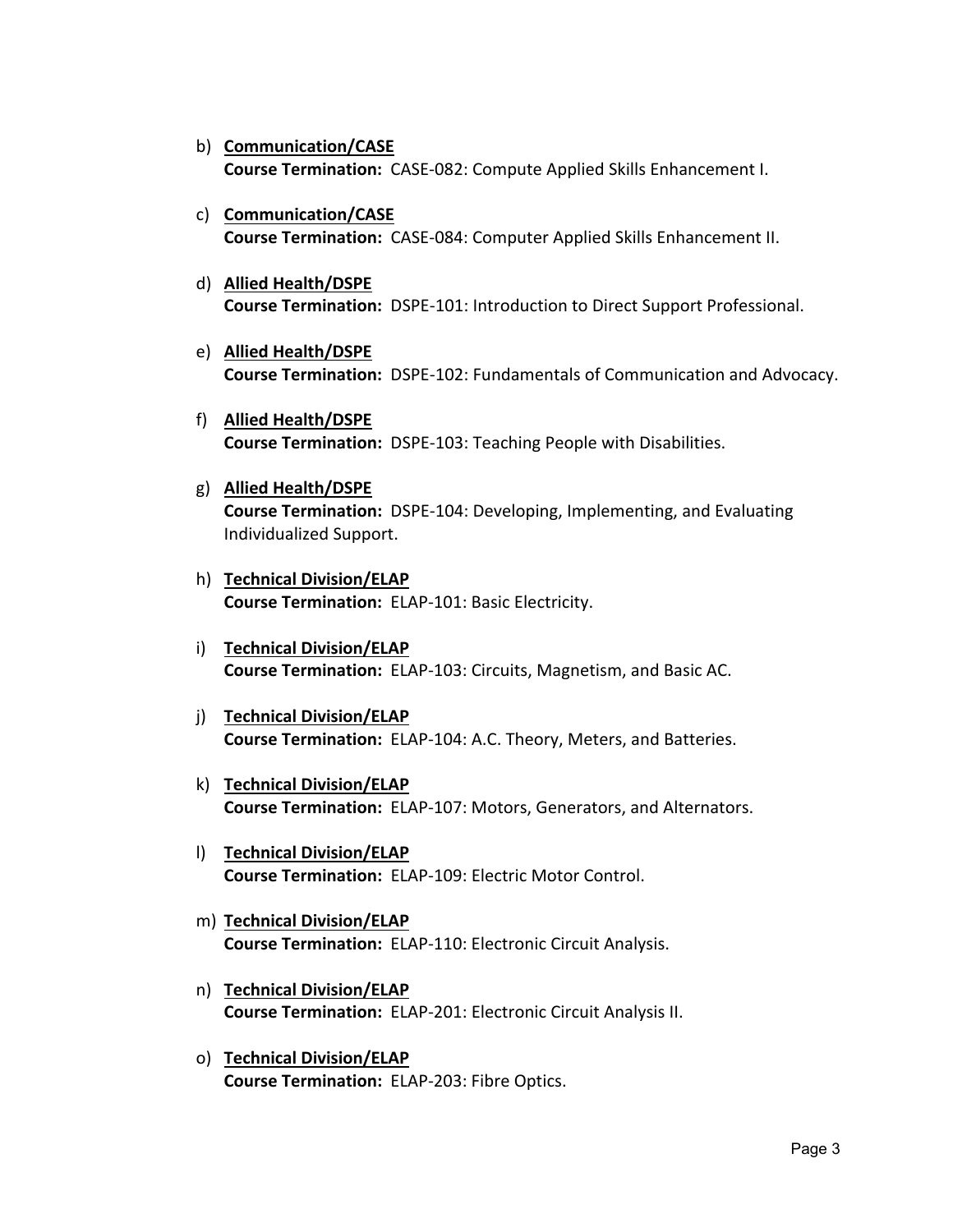b) **<u>Communication/CASE</u>**
   **Course Termination:** CASE-082: Compute Applied Skills Enhancement I.

c) **<u>Communication/CASE</u>**
   **Course Termination:** CASE-084: Computer Applied Skills Enhancement II.

d) **<u>Allied Health/DSPE</u>**
   **Course Termination:** DSPE-101: Introduction to Direct Support Professional.

e) **<u>Allied Health/DSPE</u>**
   **Course Termination:** DSPE-102: Fundamentals of Communication and Advocacy.

f) **<u>Allied Health/DSPE</u>**
   **Course Termination:** DSPE-103: Teaching People with Disabilities.

g) **<u>Allied Health/DSPE</u>**
   **Course Termination:** DSPE-104: Developing, Implementing, and Evaluating Individualized Support.

h) **<u>Technical Division/ELAP</u>**
   **Course Termination:** ELAP-101: Basic Electricity.

i) **<u>Technical Division/ELAP</u>**
   **Course Termination:** ELAP-103: Circuits, Magnetism, and Basic AC.

j) **<u>Technical Division/ELAP</u>**
   **Course Termination:** ELAP-104: A.C. Theory, Meters, and Batteries.

k) **<u>Technical Division/ELAP</u>**
   **Course Termination:** ELAP-107: Motors, Generators, and Alternators.

l) **<u>Technical Division/ELAP</u>**
   **Course Termination:** ELAP-109: Electric Motor Control.

m) **<u>Technical Division/ELAP</u>**
   **Course Termination:** ELAP-110: Electronic Circuit Analysis.

n) **<u>Technical Division/ELAP</u>**
   **Course Termination:** ELAP-201: Electronic Circuit Analysis II.

o) **<u>Technical Division/ELAP</u>**
   **Course Termination:** ELAP-203: Fibre Optics.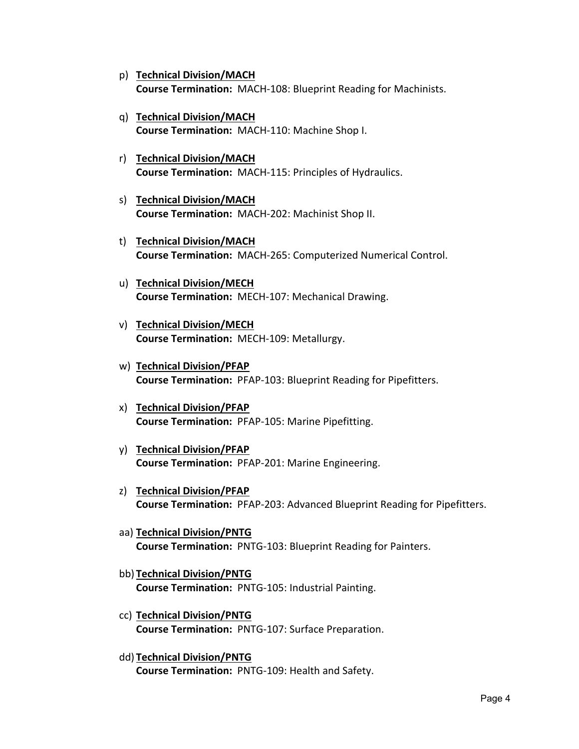p) **<u>Technical Division/MACH</u>**
   **Course Termination:** MACH-108: Blueprint Reading for Machinists.

q) **<u>Technical Division/MACH</u>**
   **Course Termination:** MACH-110: Machine Shop I.

r) **<u>Technical Division/MACH</u>**
   **Course Termination:** MACH-115: Principles of Hydraulics.

s) **<u>Technical Division/MACH</u>**
   **Course Termination:** MACH-202: Machinist Shop II.

t) **<u>Technical Division/MACH</u>**
   **Course Termination:** MACH-265: Computerized Numerical Control.

u) **<u>Technical Division/MECH</u>**
   **Course Termination:** MECH-107: Mechanical Drawing.

v) **<u>Technical Division/MECH</u>**
   **Course Termination:** MECH-109: Metallurgy.

w) **<u>Technical Division/PFAP</u>**
   **Course Termination:** PFAP-103: Blueprint Reading for Pipefitters.

x) **<u>Technical Division/PFAP</u>**
   **Course Termination:** PFAP-105: Marine Pipefitting.

y) **<u>Technical Division/PFAP</u>**
   **Course Termination:** PFAP-201: Marine Engineering.

z) **<u>Technical Division/PFAP</u>**
   **Course Termination:** PFAP-203: Advanced Blueprint Reading for Pipefitters.

aa) **<u>Technical Division/PNTG</u>**
   **Course Termination:** PNTG-103: Blueprint Reading for Painters.

bb) **<u>Technical Division/PNTG</u>**
   **Course Termination:** PNTG-105: Industrial Painting.

cc) **<u>Technical Division/PNTG</u>**
   **Course Termination:** PNTG-107: Surface Preparation.

dd) **<u>Technical Division/PNTG</u>**
   **Course Termination:** PNTG-109: Health and Safety.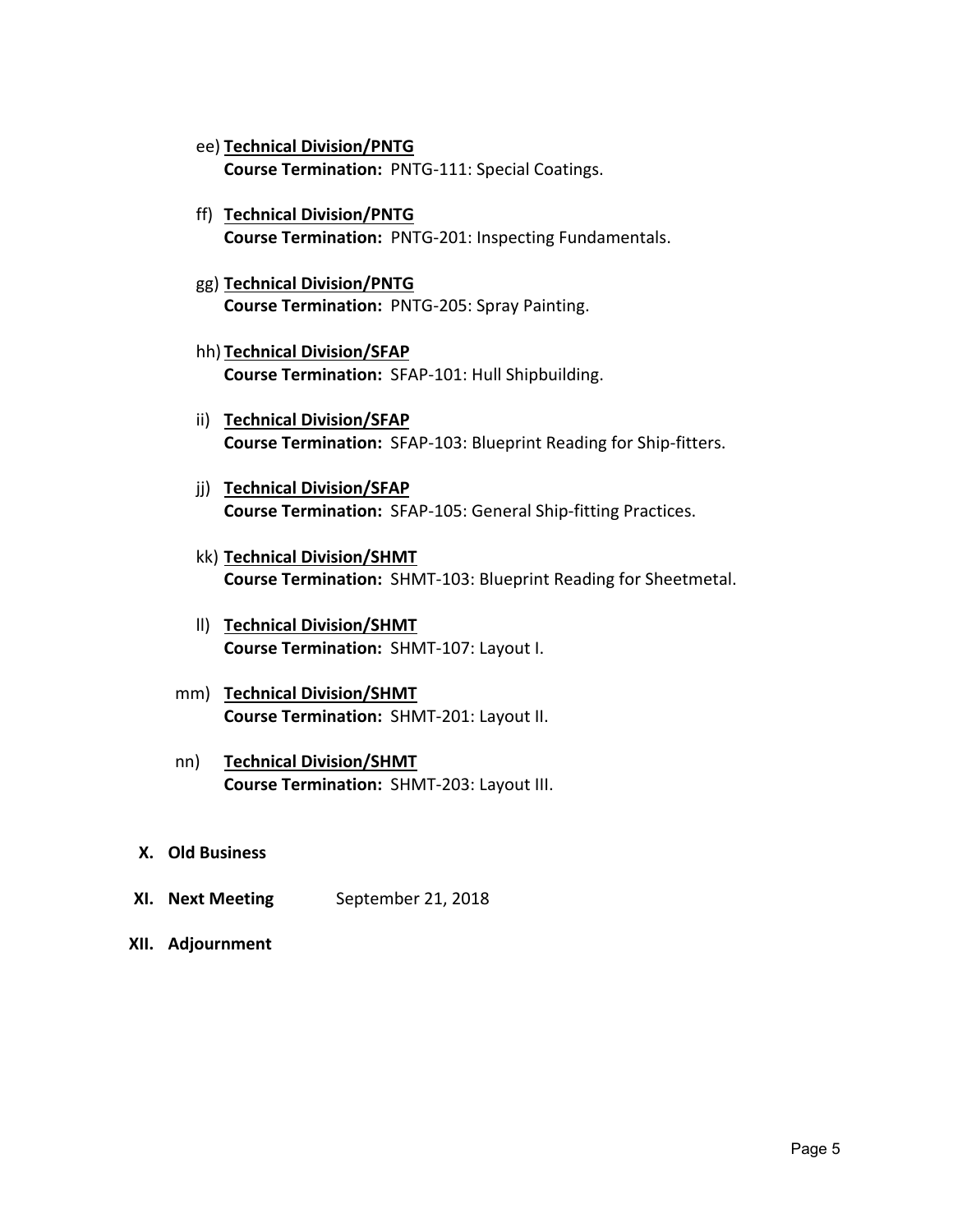ee) **<u>Technical Division/PNTG</u>**
**Course Termination:** PNTG-111: Special Coatings.

ff) **<u>Technical Division/PNTG</u>**
**Course Termination:** PNTG-201: Inspecting Fundamentals.

gg) **<u>Technical Division/PNTG</u>**
**Course Termination:** PNTG-205: Spray Painting.

hh) **<u>Technical Division/SFAP</u>**
**Course Termination:** SFAP-101: Hull Shipbuilding.

ii) **<u>Technical Division/SFAP</u>**
**Course Termination:** SFAP-103: Blueprint Reading for Ship-fitters.

jj) **<u>Technical Division/SFAP</u>**
**Course Termination:** SFAP-105: General Ship-fitting Practices.

kk) **<u>Technical Division/SHMT</u>**
**Course Termination:** SHMT-103: Blueprint Reading for Sheetmetal.

ll) **<u>Technical Division/SHMT</u>**
**Course Termination:** SHMT-107: Layout I.

mm) **<u>Technical Division/SHMT</u>**
**Course Termination:** SHMT-201: Layout II.

nn) **<u>Technical Division/SHMT</u>**
**Course Termination:** SHMT-203: Layout III.

**X. Old Business**

**XI. Next Meeting** September 21, 2018

**XII. Adjournment**